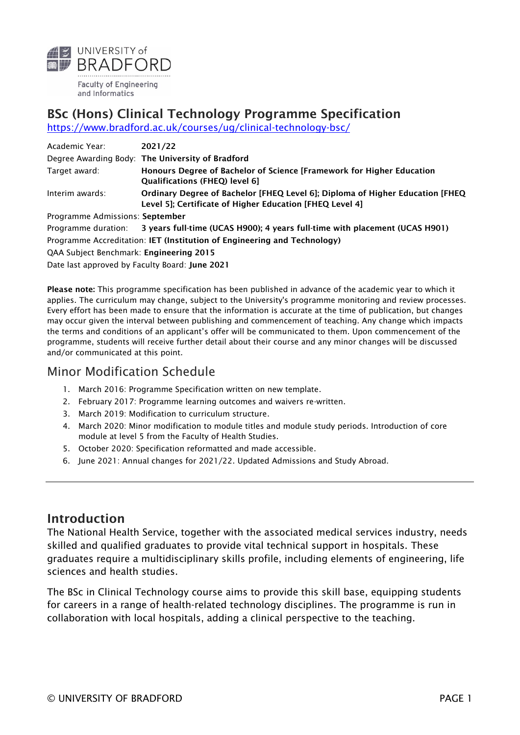UNIVERSITY of BRADFORD

Faculty of Engineering and Informatics

# BSc (Hons) Clinical Technology Programme Specification

https://www.bradford.ac.uk/courses/ug/clinical-technology-bsc/

Academic Year: **2021/22**

Degree Awarding Body: **The University of Bradford**

Target award: **Honours Degree of Bachelor of Science [Framework for Higher Education Qualifications (FHEQ) level 6]**

Interim awards: **Ordinary Degree of Bachelor [FHEQ Level 6]; Diploma of Higher Education [FHEQ Level 5]; Certificate of Higher Education [FHEQ Level 4]**

Programme Admissions: **September**

Programme duration: **3 years full-time (UCAS H900); 4 years full-time with placement (UCAS H901)**

Programme Accreditation: **IET (Institution of Engineering and Technology)**

QAA Subject Benchmark: **Engineering 2015**

Date last approved by Faculty Board: **June 2021**

**Please note:** This programme specification has been published in advance of the academic year to which it applies. The curriculum may change, subject to the University's programme monitoring and review processes. Every effort has been made to ensure that the information is accurate at the time of publication, but changes may occur given the interval between publishing and commencement of teaching. Any change which impacts the terms and conditions of an applicant's offer will be communicated to them. Upon commencement of the programme, students will receive further detail about their course and any minor changes will be discussed and/or communicated at this point.

## Minor Modification Schedule

1. March 2016: Programme Specification written on new template.
2. February 2017: Programme learning outcomes and waivers re-written.
3. March 2019: Modification to curriculum structure.
4. March 2020: Minor modification to module titles and module study periods. Introduction of core module at level 5 from the Faculty of Health Studies.
5. October 2020: Specification reformatted and made accessible.
6. June 2021: Annual changes for 2021/22. Updated Admissions and Study Abroad.

---

## Introduction

The National Health Service, together with the associated medical services industry, needs skilled and qualified graduates to provide vital technical support in hospitals. These graduates require a multidisciplinary skills profile, including elements of engineering, life sciences and health studies.

The BSc in Clinical Technology course aims to provide this skill base, equipping students for careers in a range of health-related technology disciplines. The programme is run in collaboration with local hospitals, adding a clinical perspective to the teaching.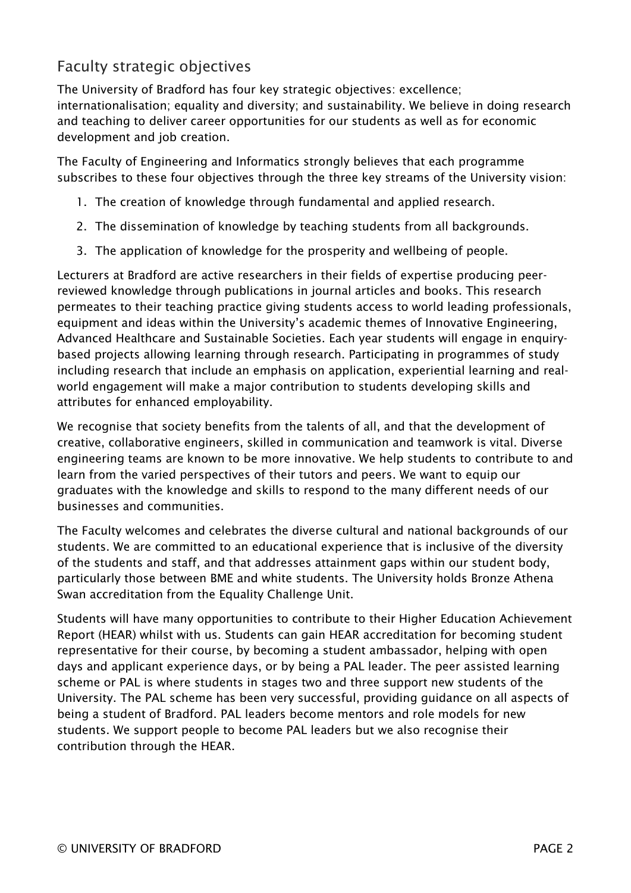## Faculty strategic objectives

The University of Bradford has four key strategic objectives: excellence; internationalisation; equality and diversity; and sustainability. We believe in doing research and teaching to deliver career opportunities for our students as well as for economic development and job creation.

The Faculty of Engineering and Informatics strongly believes that each programme subscribes to these four objectives through the three key streams of the University vision:

1. The creation of knowledge through fundamental and applied research.
2. The dissemination of knowledge by teaching students from all backgrounds.
3. The application of knowledge for the prosperity and wellbeing of people.

Lecturers at Bradford are active researchers in their fields of expertise producing peer-reviewed knowledge through publications in journal articles and books. This research permeates to their teaching practice giving students access to world leading professionals, equipment and ideas within the University's academic themes of Innovative Engineering, Advanced Healthcare and Sustainable Societies. Each year students will engage in enquiry-based projects allowing learning through research. Participating in programmes of study including research that include an emphasis on application, experiential learning and real-world engagement will make a major contribution to students developing skills and attributes for enhanced employability.

We recognise that society benefits from the talents of all, and that the development of creative, collaborative engineers, skilled in communication and teamwork is vital. Diverse engineering teams are known to be more innovative. We help students to contribute to and learn from the varied perspectives of their tutors and peers. We want to equip our graduates with the knowledge and skills to respond to the many different needs of our businesses and communities.

The Faculty welcomes and celebrates the diverse cultural and national backgrounds of our students. We are committed to an educational experience that is inclusive of the diversity of the students and staff, and that addresses attainment gaps within our student body, particularly those between BME and white students. The University holds Bronze Athena Swan accreditation from the Equality Challenge Unit.

Students will have many opportunities to contribute to their Higher Education Achievement Report (HEAR) whilst with us. Students can gain HEAR accreditation for becoming student representative for their course, by becoming a student ambassador, helping with open days and applicant experience days, or by being a PAL leader. The peer assisted learning scheme or PAL is where students in stages two and three support new students of the University. The PAL scheme has been very successful, providing guidance on all aspects of being a student of Bradford. PAL leaders become mentors and role models for new students. We support people to become PAL leaders but we also recognise their contribution through the HEAR.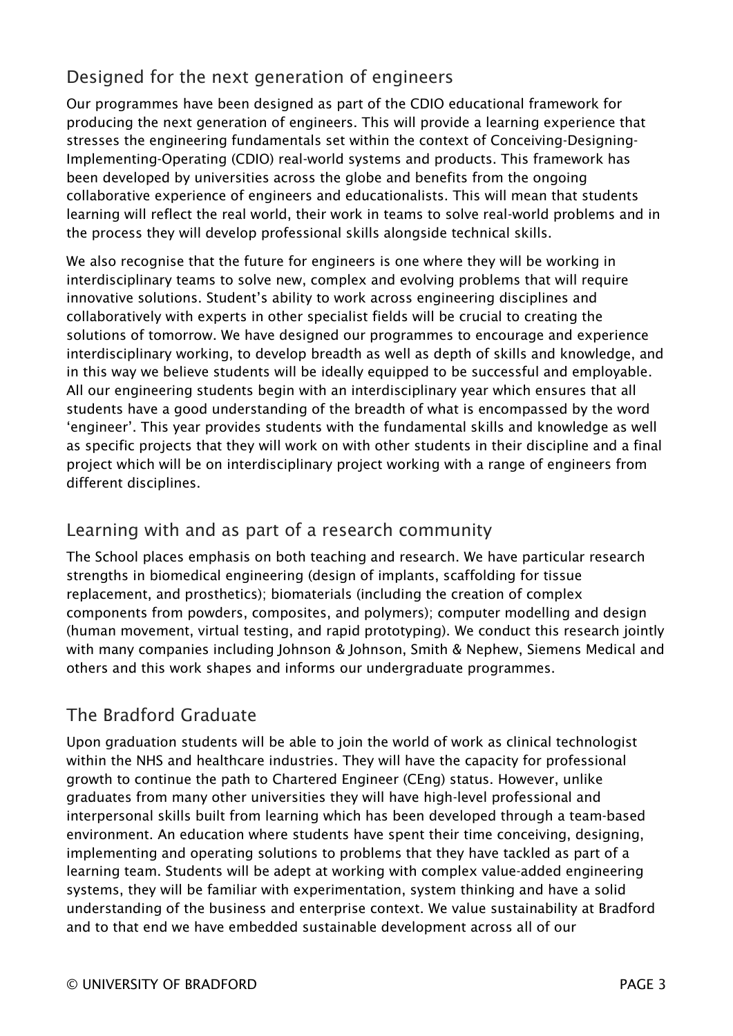## Designed for the next generation of engineers

Our programmes have been designed as part of the CDIO educational framework for producing the next generation of engineers. This will provide a learning experience that stresses the engineering fundamentals set within the context of Conceiving-Designing-Implementing-Operating (CDIO) real-world systems and products. This framework has been developed by universities across the globe and benefits from the ongoing collaborative experience of engineers and educationalists. This will mean that students learning will reflect the real world, their work in teams to solve real-world problems and in the process they will develop professional skills alongside technical skills.

We also recognise that the future for engineers is one where they will be working in interdisciplinary teams to solve new, complex and evolving problems that will require innovative solutions. Student's ability to work across engineering disciplines and collaboratively with experts in other specialist fields will be crucial to creating the solutions of tomorrow. We have designed our programmes to encourage and experience interdisciplinary working, to develop breadth as well as depth of skills and knowledge, and in this way we believe students will be ideally equipped to be successful and employable. All our engineering students begin with an interdisciplinary year which ensures that all students have a good understanding of the breadth of what is encompassed by the word 'engineer'. This year provides students with the fundamental skills and knowledge as well as specific projects that they will work on with other students in their discipline and a final project which will be on interdisciplinary project working with a range of engineers from different disciplines.

## Learning with and as part of a research community

The School places emphasis on both teaching and research. We have particular research strengths in biomedical engineering (design of implants, scaffolding for tissue replacement, and prosthetics); biomaterials (including the creation of complex components from powders, composites, and polymers); computer modelling and design (human movement, virtual testing, and rapid prototyping). We conduct this research jointly with many companies including Johnson & Johnson, Smith & Nephew, Siemens Medical and others and this work shapes and informs our undergraduate programmes.

## The Bradford Graduate

Upon graduation students will be able to join the world of work as clinical technologist within the NHS and healthcare industries. They will have the capacity for professional growth to continue the path to Chartered Engineer (CEng) status. However, unlike graduates from many other universities they will have high-level professional and interpersonal skills built from learning which has been developed through a team-based environment. An education where students have spent their time conceiving, designing, implementing and operating solutions to problems that they have tackled as part of a learning team. Students will be adept at working with complex value-added engineering systems, they will be familiar with experimentation, system thinking and have a solid understanding of the business and enterprise context. We value sustainability at Bradford and to that end we have embedded sustainable development across all of our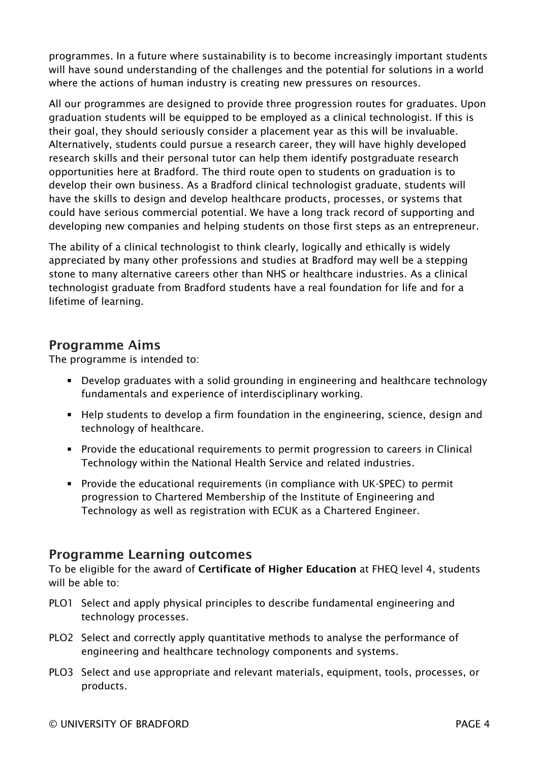programmes. In a future where sustainability is to become increasingly important students will have sound understanding of the challenges and the potential for solutions in a world where the actions of human industry is creating new pressures on resources.

All our programmes are designed to provide three progression routes for graduates. Upon graduation students will be equipped to be employed as a clinical technologist. If this is their goal, they should seriously consider a placement year as this will be invaluable. Alternatively, students could pursue a research career, they will have highly developed research skills and their personal tutor can help them identify postgraduate research opportunities here at Bradford. The third route open to students on graduation is to develop their own business. As a Bradford clinical technologist graduate, students will have the skills to design and develop healthcare products, processes, or systems that could have serious commercial potential. We have a long track record of supporting and developing new companies and helping students on those first steps as an entrepreneur.

The ability of a clinical technologist to think clearly, logically and ethically is widely appreciated by many other professions and studies at Bradford may well be a stepping stone to many alternative careers other than NHS or healthcare industries. As a clinical technologist graduate from Bradford students have a real foundation for life and for a lifetime of learning.

## Programme Aims

The programme is intended to:

- Develop graduates with a solid grounding in engineering and healthcare technology fundamentals and experience of interdisciplinary working.
- Help students to develop a firm foundation in the engineering, science, design and technology of healthcare.
- Provide the educational requirements to permit progression to careers in Clinical Technology within the National Health Service and related industries.
- Provide the educational requirements (in compliance with UK-SPEC) to permit progression to Chartered Membership of the Institute of Engineering and Technology as well as registration with ECUK as a Chartered Engineer.

## Programme Learning outcomes

To be eligible for the award of **Certificate of Higher Education** at FHEQ level 4, students will be able to:

PLO1 Select and apply physical principles to describe fundamental engineering and technology processes.

PLO2 Select and correctly apply quantitative methods to analyse the performance of engineering and healthcare technology components and systems.

PLO3 Select and use appropriate and relevant materials, equipment, tools, processes, or products.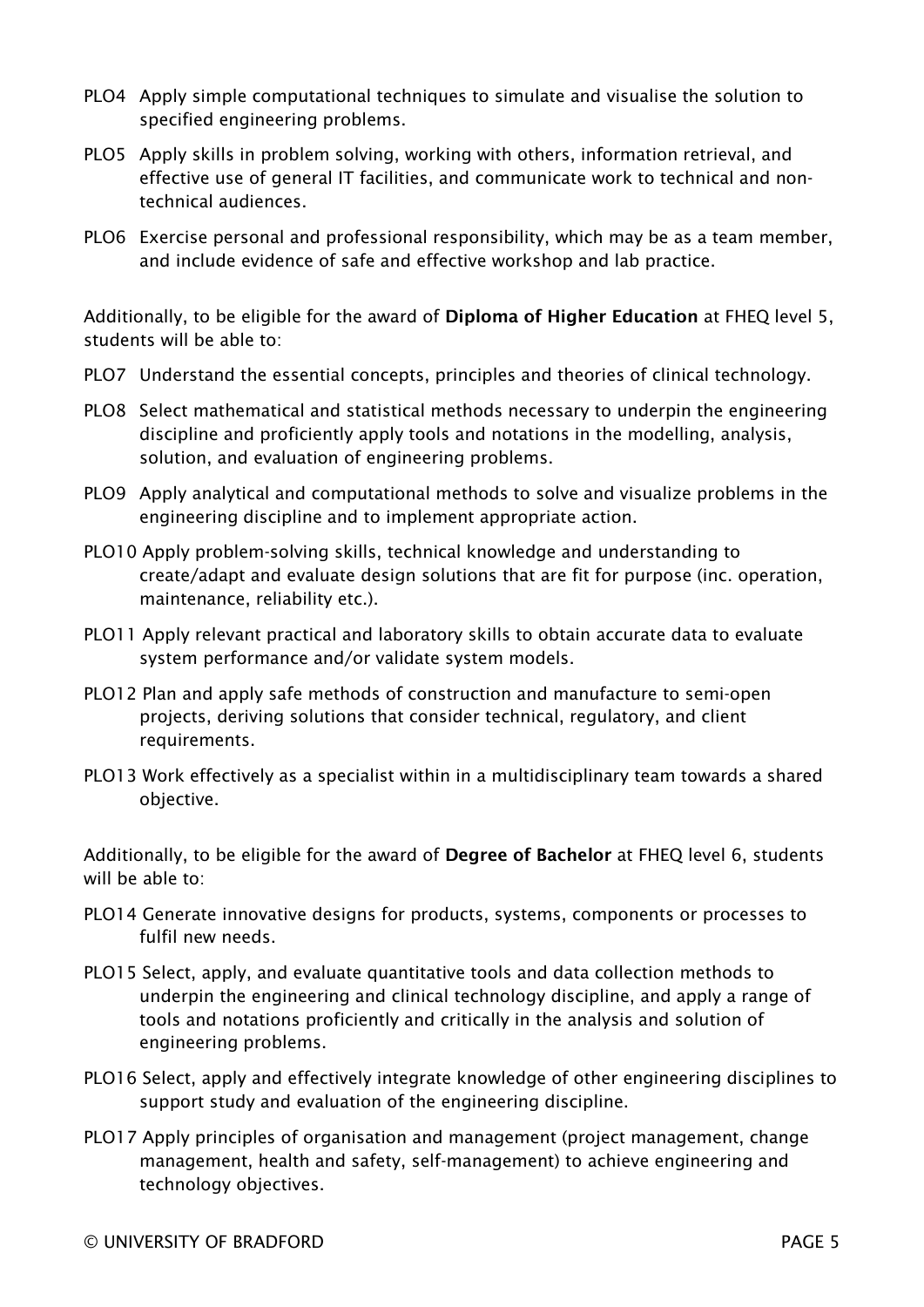PLO4 Apply simple computational techniques to simulate and visualise the solution to specified engineering problems.

PLO5 Apply skills in problem solving, working with others, information retrieval, and effective use of general IT facilities, and communicate work to technical and non-technical audiences.

PLO6 Exercise personal and professional responsibility, which may be as a team member, and include evidence of safe and effective workshop and lab practice.

Additionally, to be eligible for the award of **Diploma of Higher Education** at FHEQ level 5, students will be able to:

PLO7 Understand the essential concepts, principles and theories of clinical technology.

PLO8 Select mathematical and statistical methods necessary to underpin the engineering discipline and proficiently apply tools and notations in the modelling, analysis, solution, and evaluation of engineering problems.

PLO9 Apply analytical and computational methods to solve and visualize problems in the engineering discipline and to implement appropriate action.

PLO10 Apply problem-solving skills, technical knowledge and understanding to create/adapt and evaluate design solutions that are fit for purpose (inc. operation, maintenance, reliability etc.).

PLO11 Apply relevant practical and laboratory skills to obtain accurate data to evaluate system performance and/or validate system models.

PLO12 Plan and apply safe methods of construction and manufacture to semi-open projects, deriving solutions that consider technical, regulatory, and client requirements.

PLO13 Work effectively as a specialist within in a multidisciplinary team towards a shared objective.

Additionally, to be eligible for the award of **Degree of Bachelor** at FHEQ level 6, students will be able to:

PLO14 Generate innovative designs for products, systems, components or processes to fulfil new needs.

PLO15 Select, apply, and evaluate quantitative tools and data collection methods to underpin the engineering and clinical technology discipline, and apply a range of tools and notations proficiently and critically in the analysis and solution of engineering problems.

PLO16 Select, apply and effectively integrate knowledge of other engineering disciplines to support study and evaluation of the engineering discipline.

PLO17 Apply principles of organisation and management (project management, change management, health and safety, self-management) to achieve engineering and technology objectives.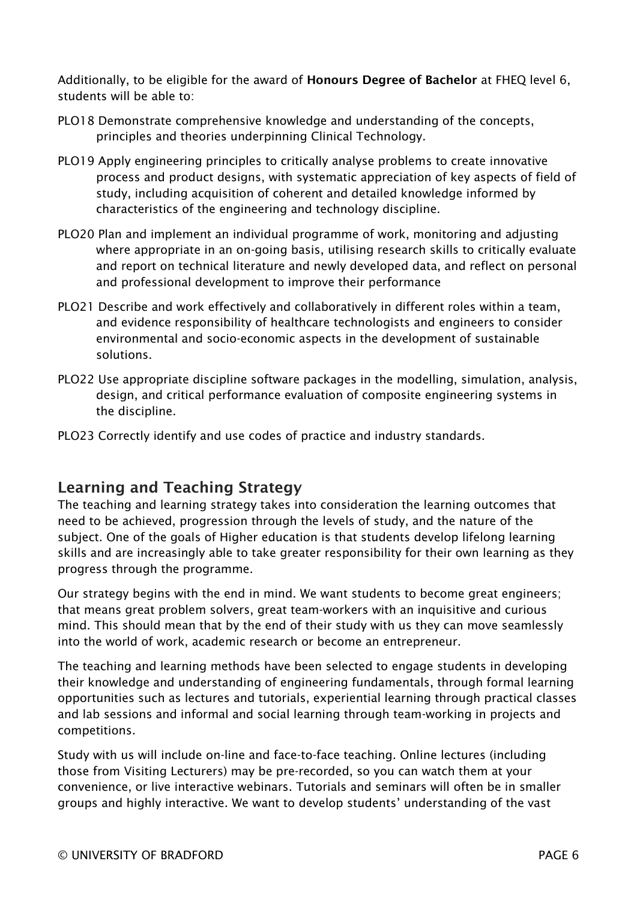Additionally, to be eligible for the award of **Honours Degree of Bachelor** at FHEQ level 6, students will be able to:

PLO18 Demonstrate comprehensive knowledge and understanding of the concepts, principles and theories underpinning Clinical Technology.

PLO19 Apply engineering principles to critically analyse problems to create innovative process and product designs, with systematic appreciation of key aspects of field of study, including acquisition of coherent and detailed knowledge informed by characteristics of the engineering and technology discipline.

PLO20 Plan and implement an individual programme of work, monitoring and adjusting where appropriate in an on-going basis, utilising research skills to critically evaluate and report on technical literature and newly developed data, and reflect on personal and professional development to improve their performance

PLO21 Describe and work effectively and collaboratively in different roles within a team, and evidence responsibility of healthcare technologists and engineers to consider environmental and socio-economic aspects in the development of sustainable solutions.

PLO22 Use appropriate discipline software packages in the modelling, simulation, analysis, design, and critical performance evaluation of composite engineering systems in the discipline.

PLO23 Correctly identify and use codes of practice and industry standards.

## Learning and Teaching Strategy

The teaching and learning strategy takes into consideration the learning outcomes that need to be achieved, progression through the levels of study, and the nature of the subject. One of the goals of Higher education is that students develop lifelong learning skills and are increasingly able to take greater responsibility for their own learning as they progress through the programme.

Our strategy begins with the end in mind. We want students to become great engineers; that means great problem solvers, great team-workers with an inquisitive and curious mind. This should mean that by the end of their study with us they can move seamlessly into the world of work, academic research or become an entrepreneur.

The teaching and learning methods have been selected to engage students in developing their knowledge and understanding of engineering fundamentals, through formal learning opportunities such as lectures and tutorials, experiential learning through practical classes and lab sessions and informal and social learning through team-working in projects and competitions.

Study with us will include on-line and face-to-face teaching. Online lectures (including those from Visiting Lecturers) may be pre-recorded, so you can watch them at your convenience, or live interactive webinars. Tutorials and seminars will often be in smaller groups and highly interactive. We want to develop students' understanding of the vast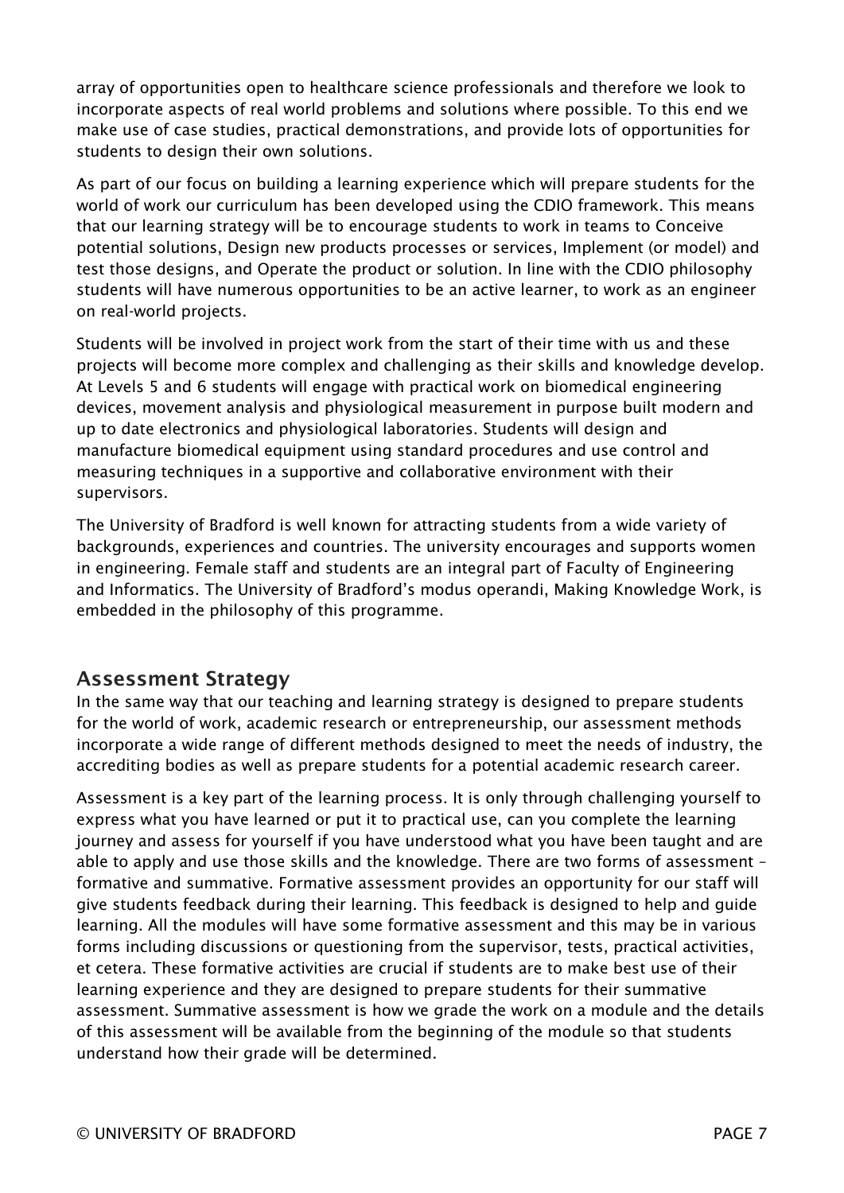array of opportunities open to healthcare science professionals and therefore we look to incorporate aspects of real world problems and solutions where possible. To this end we make use of case studies, practical demonstrations, and provide lots of opportunities for students to design their own solutions.

As part of our focus on building a learning experience which will prepare students for the world of work our curriculum has been developed using the CDIO framework. This means that our learning strategy will be to encourage students to work in teams to Conceive potential solutions, Design new products processes or services, Implement (or model) and test those designs, and Operate the product or solution. In line with the CDIO philosophy students will have numerous opportunities to be an active learner, to work as an engineer on real-world projects.

Students will be involved in project work from the start of their time with us and these projects will become more complex and challenging as their skills and knowledge develop. At Levels 5 and 6 students will engage with practical work on biomedical engineering devices, movement analysis and physiological measurement in purpose built modern and up to date electronics and physiological laboratories. Students will design and manufacture biomedical equipment using standard procedures and use control and measuring techniques in a supportive and collaborative environment with their supervisors.

The University of Bradford is well known for attracting students from a wide variety of backgrounds, experiences and countries. The university encourages and supports women in engineering. Female staff and students are an integral part of Faculty of Engineering and Informatics. The University of Bradford's modus operandi, Making Knowledge Work, is embedded in the philosophy of this programme.

## Assessment Strategy

In the same way that our teaching and learning strategy is designed to prepare students for the world of work, academic research or entrepreneurship, our assessment methods incorporate a wide range of different methods designed to meet the needs of industry, the accrediting bodies as well as prepare students for a potential academic research career.

Assessment is a key part of the learning process. It is only through challenging yourself to express what you have learned or put it to practical use, can you complete the learning journey and assess for yourself if you have understood what you have been taught and are able to apply and use those skills and the knowledge. There are two forms of assessment – formative and summative. Formative assessment provides an opportunity for our staff will give students feedback during their learning. This feedback is designed to help and guide learning. All the modules will have some formative assessment and this may be in various forms including discussions or questioning from the supervisor, tests, practical activities, et cetera. These formative activities are crucial if students are to make best use of their learning experience and they are designed to prepare students for their summative assessment. Summative assessment is how we grade the work on a module and the details of this assessment will be available from the beginning of the module so that students understand how their grade will be determined.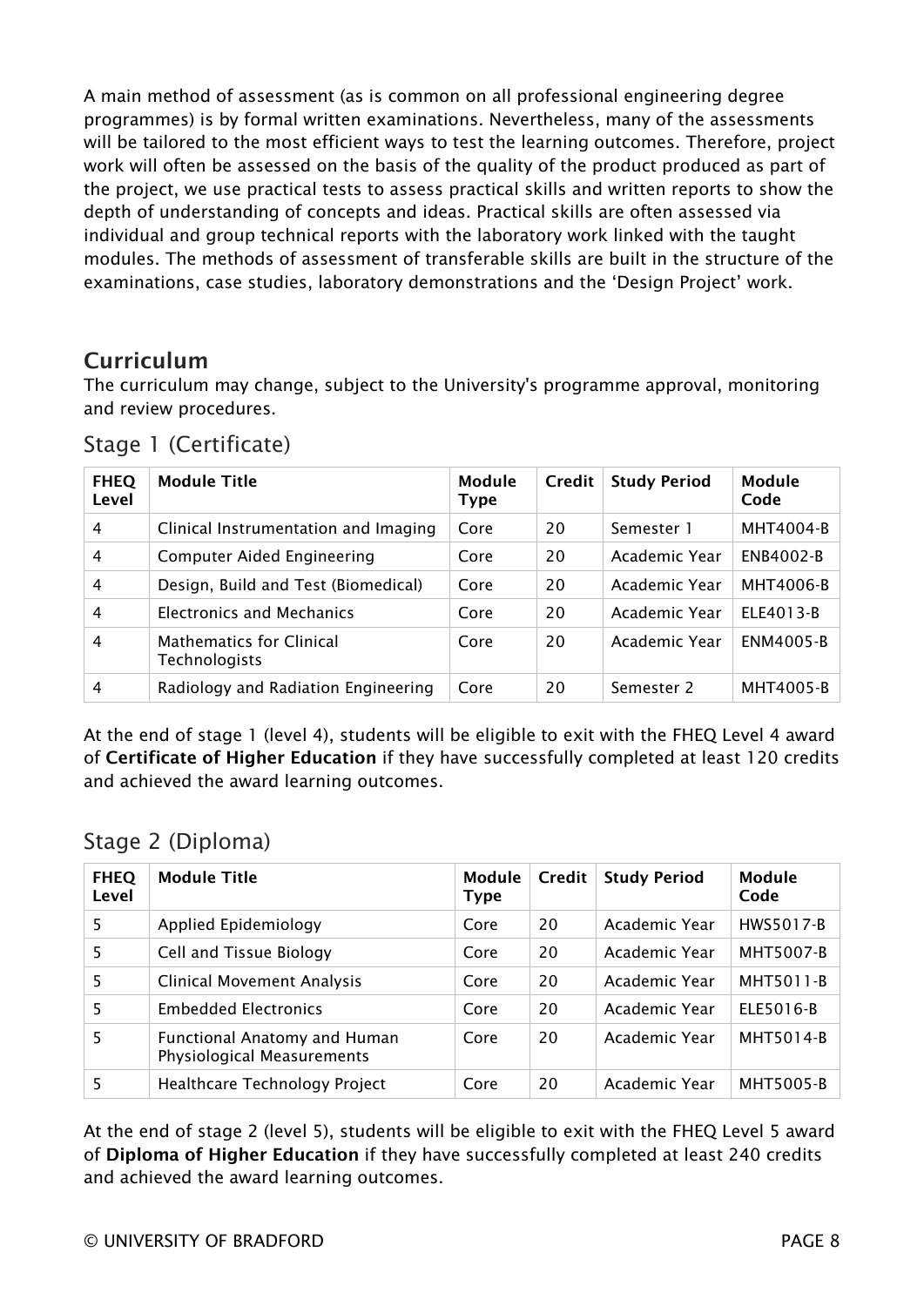A main method of assessment (as is common on all professional engineering degree programmes) is by formal written examinations. Nevertheless, many of the assessments will be tailored to the most efficient ways to test the learning outcomes. Therefore, project work will often be assessed on the basis of the quality of the product produced as part of the project, we use practical tests to assess practical skills and written reports to show the depth of understanding of concepts and ideas. Practical skills are often assessed via individual and group technical reports with the laboratory work linked with the taught modules. The methods of assessment of transferable skills are built in the structure of the examinations, case studies, laboratory demonstrations and the 'Design Project' work.

## Curriculum

The curriculum may change, subject to the University's programme approval, monitoring and review procedures.

### Stage 1 (Certificate)

| FHEQ Level | Module Title | Module Type | Credit | Study Period | Module Code |
|---|---|---|---|---|---|
| 4 | Clinical Instrumentation and Imaging | Core | 20 | Semester 1 | MHT4004-B |
| 4 | Computer Aided Engineering | Core | 20 | Academic Year | ENB4002-B |
| 4 | Design, Build and Test (Biomedical) | Core | 20 | Academic Year | MHT4006-B |
| 4 | Electronics and Mechanics | Core | 20 | Academic Year | ELE4013-B |
| 4 | Mathematics for Clinical Technologists | Core | 20 | Academic Year | ENM4005-B |
| 4 | Radiology and Radiation Engineering | Core | 20 | Semester 2 | MHT4005-B |

At the end of stage 1 (level 4), students will be eligible to exit with the FHEQ Level 4 award of **Certificate of Higher Education** if they have successfully completed at least 120 credits and achieved the award learning outcomes.

### Stage 2 (Diploma)

| FHEQ Level | Module Title | Module Type | Credit | Study Period | Module Code |
|---|---|---|---|---|---|
| 5 | Applied Epidemiology | Core | 20 | Academic Year | HWS5017-B |
| 5 | Cell and Tissue Biology | Core | 20 | Academic Year | MHT5007-B |
| 5 | Clinical Movement Analysis | Core | 20 | Academic Year | MHT5011-B |
| 5 | Embedded Electronics | Core | 20 | Academic Year | ELE5016-B |
| 5 | Functional Anatomy and Human Physiological Measurements | Core | 20 | Academic Year | MHT5014-B |
| 5 | Healthcare Technology Project | Core | 20 | Academic Year | MHT5005-B |

At the end of stage 2 (level 5), students will be eligible to exit with the FHEQ Level 5 award of **Diploma of Higher Education** if they have successfully completed at least 240 credits and achieved the award learning outcomes.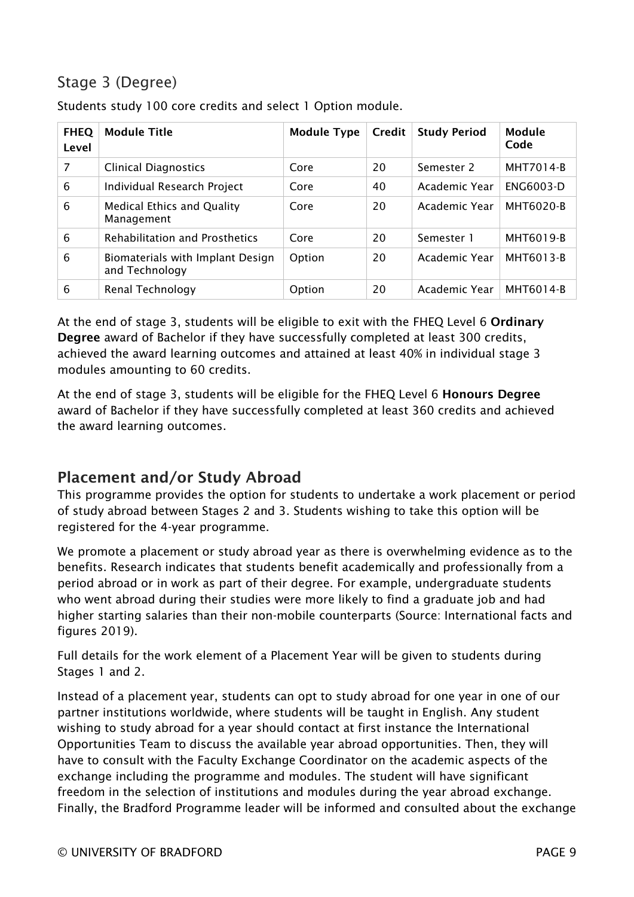## Stage 3 (Degree)

Students study 100 core credits and select 1 Option module.

| FHEQ Level | Module Title | Module Type | Credit | Study Period | Module Code |
|---|---|---|---|---|---|
| 7 | Clinical Diagnostics | Core | 20 | Semester 2 | MHT7014-B |
| 6 | Individual Research Project | Core | 40 | Academic Year | ENG6003-D |
| 6 | Medical Ethics and Quality Management | Core | 20 | Academic Year | MHT6020-B |
| 6 | Rehabilitation and Prosthetics | Core | 20 | Semester 1 | MHT6019-B |
| 6 | Biomaterials with Implant Design and Technology | Option | 20 | Academic Year | MHT6013-B |
| 6 | Renal Technology | Option | 20 | Academic Year | MHT6014-B |

At the end of stage 3, students will be eligible to exit with the FHEQ Level 6 **Ordinary Degree** award of Bachelor if they have successfully completed at least 300 credits, achieved the award learning outcomes and attained at least 40% in individual stage 3 modules amounting to 60 credits.

At the end of stage 3, students will be eligible for the FHEQ Level 6 **Honours Degree** award of Bachelor if they have successfully completed at least 360 credits and achieved the award learning outcomes.

## Placement and/or Study Abroad

This programme provides the option for students to undertake a work placement or period of study abroad between Stages 2 and 3. Students wishing to take this option will be registered for the 4-year programme.

We promote a placement or study abroad year as there is overwhelming evidence as to the benefits. Research indicates that students benefit academically and professionally from a period abroad or in work as part of their degree. For example, undergraduate students who went abroad during their studies were more likely to find a graduate job and had higher starting salaries than their non-mobile counterparts (Source: International facts and figures 2019).

Full details for the work element of a Placement Year will be given to students during Stages 1 and 2.

Instead of a placement year, students can opt to study abroad for one year in one of our partner institutions worldwide, where students will be taught in English. Any student wishing to study abroad for a year should contact at first instance the International Opportunities Team to discuss the available year abroad opportunities. Then, they will have to consult with the Faculty Exchange Coordinator on the academic aspects of the exchange including the programme and modules. The student will have significant freedom in the selection of institutions and modules during the year abroad exchange. Finally, the Bradford Programme leader will be informed and consulted about the exchange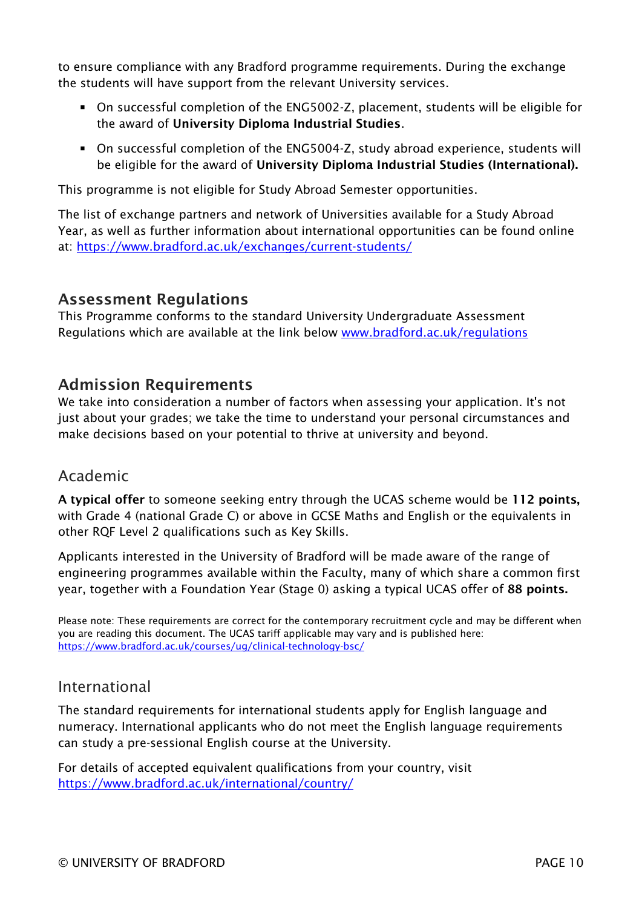to ensure compliance with any Bradford programme requirements. During the exchange the students will have support from the relevant University services.

- On successful completion of the ENG5002-Z, placement, students will be eligible for the award of **University Diploma Industrial Studies**.
- On successful completion of the ENG5004-Z, study abroad experience, students will be eligible for the award of **University Diploma Industrial Studies (International).**

This programme is not eligible for Study Abroad Semester opportunities.

The list of exchange partners and network of Universities available for a Study Abroad Year, as well as further information about international opportunities can be found online at: https://www.bradford.ac.uk/exchanges/current-students/

## Assessment Regulations

This Programme conforms to the standard University Undergraduate Assessment Regulations which are available at the link below www.bradford.ac.uk/regulations

## Admission Requirements

We take into consideration a number of factors when assessing your application. It's not just about your grades; we take the time to understand your personal circumstances and make decisions based on your potential to thrive at university and beyond.

### Academic

**A typical offer** to someone seeking entry through the UCAS scheme would be **112 points,** with Grade 4 (national Grade C) or above in GCSE Maths and English or the equivalents in other RQF Level 2 qualifications such as Key Skills.

Applicants interested in the University of Bradford will be made aware of the range of engineering programmes available within the Faculty, many of which share a common first year, together with a Foundation Year (Stage 0) asking a typical UCAS offer of **88 points.**

Please note: These requirements are correct for the contemporary recruitment cycle and may be different when you are reading this document. The UCAS tariff applicable may vary and is published here: https://www.bradford.ac.uk/courses/ug/clinical-technology-bsc/

### International

The standard requirements for international students apply for English language and numeracy. International applicants who do not meet the English language requirements can study a pre-sessional English course at the University.

For details of accepted equivalent qualifications from your country, visit https://www.bradford.ac.uk/international/country/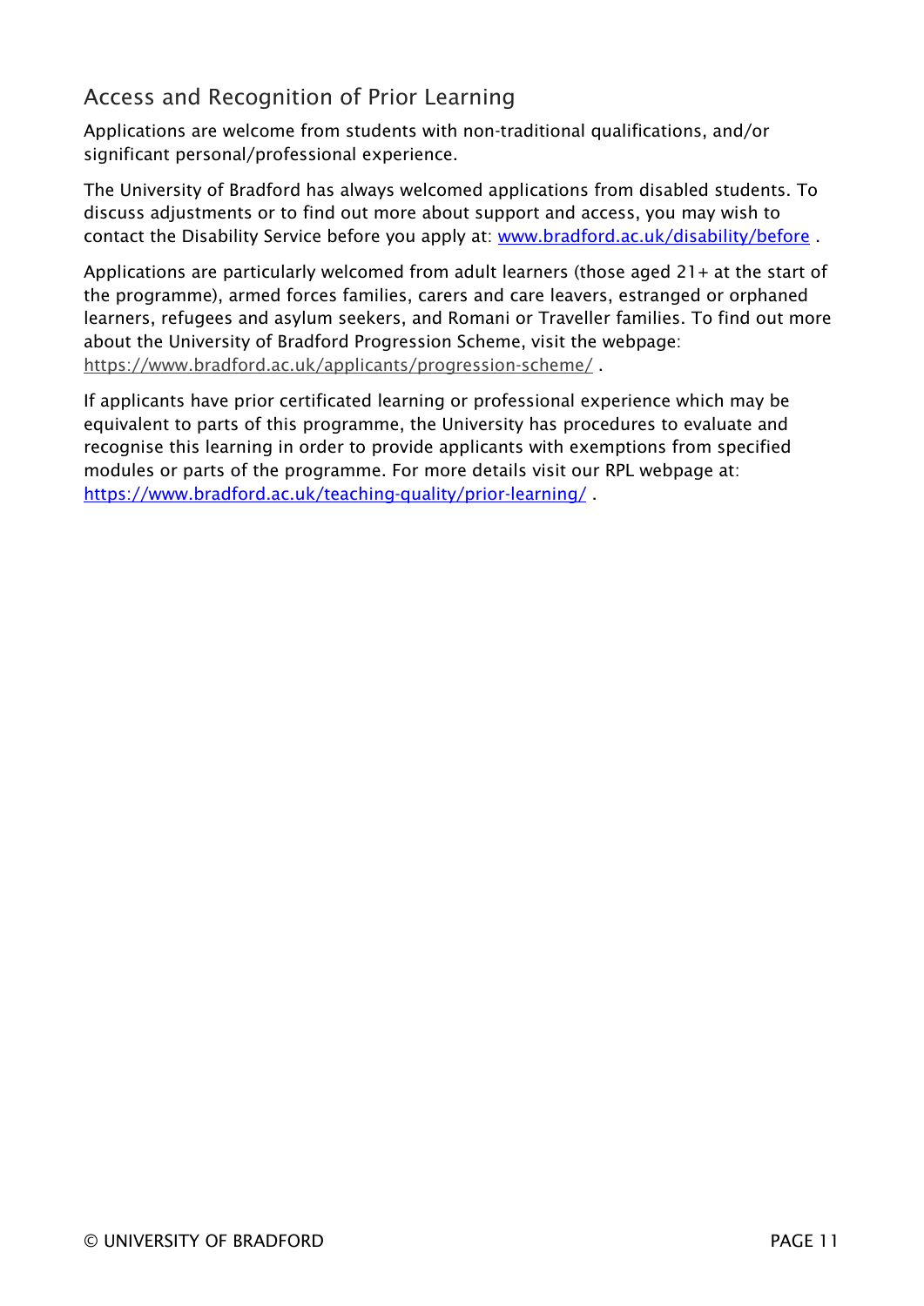## Access and Recognition of Prior Learning

Applications are welcome from students with non-traditional qualifications, and/or significant personal/professional experience.

The University of Bradford has always welcomed applications from disabled students. To discuss adjustments or to find out more about support and access, you may wish to contact the Disability Service before you apply at: [www.bradford.ac.uk/disability/before](http://www.bradford.ac.uk/disability/before) .

Applications are particularly welcomed from adult learners (those aged 21+ at the start of the programme), armed forces families, carers and care leavers, estranged or orphaned learners, refugees and asylum seekers, and Romani or Traveller families. To find out more about the University of Bradford Progression Scheme, visit the webpage: [https://www.bradford.ac.uk/applicants/progression-scheme/](https://www.bradford.ac.uk/applicants/progression-scheme/) .

If applicants have prior certificated learning or professional experience which may be equivalent to parts of this programme, the University has procedures to evaluate and recognise this learning in order to provide applicants with exemptions from specified modules or parts of the programme. For more details visit our RPL webpage at: [https://www.bradford.ac.uk/teaching-quality/prior-learning/](https://www.bradford.ac.uk/teaching-quality/prior-learning/) .